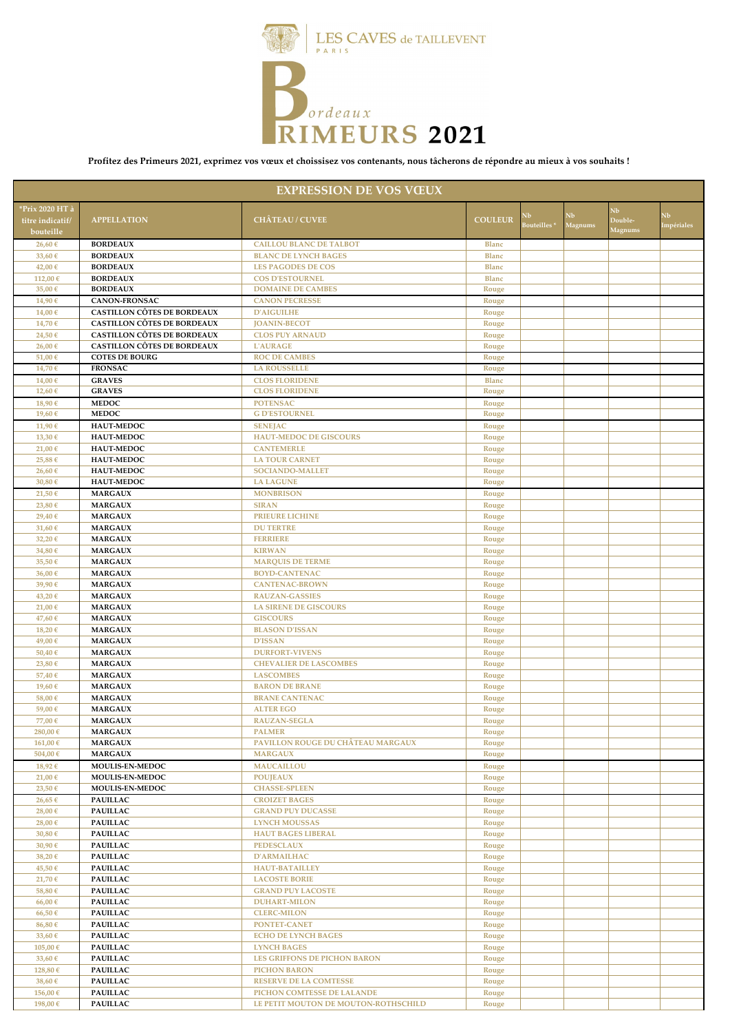# LES CAVES de TAILLEVENT
PARIS

# Bordeaux PRIMEURS 2021

**Profitez des Primeurs 2021, exprimez vos vœux et choisissez vos contenants, nous tâcherons de répondre au mieux à vos souhaits !**

## EXPRESSION DE VOS VŒUX

| *Prix 2020 HT à titre indicatif/ bouteille | APPELLATION | CHÂTEAU / CUVEE | COULEUR | Nb Bouteilles * | Nb Magnums | Nb Double-Magnums | Nb Impériales |
|---|---|---|---|---|---|---|---|
| 26,60 € | BORDEAUX | CAILLOU BLANC DE TALBOT | Blanc | | | | |
| 33,60 € | BORDEAUX | BLANC DE LYNCH BAGES | Blanc | | | | |
| 42,00 € | BORDEAUX | LES PAGODES DE COS | Blanc | | | | |
| 112,00 € | BORDEAUX | COS D'ESTOURNEL | Blanc | | | | |
| 35,00 € | BORDEAUX | DOMAINE DE CAMBES | Rouge | | | | |
| 14,90 € | CANON-FRONSAC | CANON PECRESSE | Rouge | | | | |
| 14,00 € | CASTILLON CÔTES DE BORDEAUX | D'AIGUILHE | Rouge | | | | |
| 14,70 € | CASTILLON CÔTES DE BORDEAUX | JOANIN-BECOT | Rouge | | | | |
| 24,50 € | CASTILLON CÔTES DE BORDEAUX | CLOS PUY ARNAUD | Rouge | | | | |
| 26,00 € | CASTILLON CÔTES DE BORDEAUX | L'AURAGE | Rouge | | | | |
| 51,00 € | COTES DE BOURG | ROC DE CAMBES | Rouge | | | | |
| 14,70 € | FRONSAC | LA ROUSSELLE | Rouge | | | | |
| 14,00 € | GRAVES | CLOS FLORIDENE | Blanc | | | | |
| 12,60 € | GRAVES | CLOS FLORIDENE | Rouge | | | | |
| 18,90 € | MEDOC | POTENSAC | Rouge | | | | |
| 19,60 € | MEDOC | G D'ESTOURNEL | Rouge | | | | |
| 11,90 € | HAUT-MEDOC | SENEJAC | Rouge | | | | |
| 13,30 € | HAUT-MEDOC | HAUT-MEDOC DE GISCOURS | Rouge | | | | |
| 21,00 € | HAUT-MEDOC | CANTEMERLE | Rouge | | | | |
| 25,88 € | HAUT-MEDOC | LA TOUR CARNET | Rouge | | | | |
| 26,60 € | HAUT-MEDOC | SOCIANDO-MALLET | Rouge | | | | |
| 30,80 € | HAUT-MEDOC | LA LAGUNE | Rouge | | | | |
| 21,50 € | MARGAUX | MONBRISON | Rouge | | | | |
| 23,80 € | MARGAUX | SIRAN | Rouge | | | | |
| 29,40 € | MARGAUX | PRIEURE LICHINE | Rouge | | | | |
| 31,60 € | MARGAUX | DU TERTRE | Rouge | | | | |
| 32,20 € | MARGAUX | FERRIERE | Rouge | | | | |
| 34,80 € | MARGAUX | KIRWAN | Rouge | | | | |
| 35,50 € | MARGAUX | MARQUIS DE TERME | Rouge | | | | |
| 36,00 € | MARGAUX | BOYD-CANTENAC | Rouge | | | | |
| 39,90 € | MARGAUX | CANTENAC-BROWN | Rouge | | | | |
| 43,20 € | MARGAUX | RAUZAN-GASSIES | Rouge | | | | |
| 21,00 € | MARGAUX | LA SIRENE DE GISCOURS | Rouge | | | | |
| 47,60 € | MARGAUX | GISCOURS | Rouge | | | | |
| 18,20 € | MARGAUX | BLASON D'ISSAN | Rouge | | | | |
| 49,00 € | MARGAUX | D'ISSAN | Rouge | | | | |
| 50,40 € | MARGAUX | DURFORT-VIVENS | Rouge | | | | |
| 23,80 € | MARGAUX | CHEVALIER DE LASCOMBES | Rouge | | | | |
| 57,40 € | MARGAUX | LASCOMBES | Rouge | | | | |
| 19,60 € | MARGAUX | BARON DE BRANE | Rouge | | | | |
| 58,00 € | MARGAUX | BRANE CANTENAC | Rouge | | | | |
| 59,00 € | MARGAUX | ALTER EGO | Rouge | | | | |
| 77,00 € | MARGAUX | RAUZAN-SEGLA | Rouge | | | | |
| 280,00 € | MARGAUX | PALMER | Rouge | | | | |
| 161,00 € | MARGAUX | PAVILLON ROUGE DU CHÂTEAU MARGAUX | Rouge | | | | |
| 504,00 € | MARGAUX | MARGAUX | Rouge | | | | |
| 18,92 € | MOULIS-EN-MEDOC | MAUCAILLOU | Rouge | | | | |
| 21,00 € | MOULIS-EN-MEDOC | POUJEAUX | Rouge | | | | |
| 23,50 € | MOULIS-EN-MEDOC | CHASSE-SPLEEN | Rouge | | | | |
| 26,65 € | PAUILLAC | CROIZET BAGES | Rouge | | | | |
| 28,00 € | PAUILLAC | GRAND PUY DUCASSE | Rouge | | | | |
| 28,00 € | PAUILLAC | LYNCH MOUSSAS | Rouge | | | | |
| 30,80 € | PAUILLAC | HAUT BAGES LIBERAL | Rouge | | | | |
| 30,90 € | PAUILLAC | PEDESCLAUX | Rouge | | | | |
| 38,20 € | PAUILLAC | D'ARMAILHAC | Rouge | | | | |
| 45,50 € | PAUILLAC | HAUT-BATAILLEY | Rouge | | | | |
| 21,70 € | PAUILLAC | LACOSTE BORIE | Rouge | | | | |
| 58,80 € | PAUILLAC | GRAND PUY LACOSTE | Rouge | | | | |
| 66,00 € | PAUILLAC | DUHART-MILON | Rouge | | | | |
| 66,50 € | PAUILLAC | CLERC-MILON | Rouge | | | | |
| 86,80 € | PAUILLAC | PONTET-CANET | Rouge | | | | |
| 33,60 € | PAUILLAC | ECHO DE LYNCH BAGES | Rouge | | | | |
| 105,00 € | PAUILLAC | LYNCH BAGES | Rouge | | | | |
| 33,60 € | PAUILLAC | LES GRIFFONS DE PICHON BARON | Rouge | | | | |
| 128,80 € | PAUILLAC | PICHON BARON | Rouge | | | | |
| 38,60 € | PAUILLAC | RESERVE DE LA COMTESSE | Rouge | | | | |
| 156,00 € | PAUILLAC | PICHON COMTESSE DE LALANDE | Rouge | | | | |
| 198,00 € | PAUILLAC | LE PETIT MOUTON DE MOUTON-ROTHSCHILD | Rouge | | | | |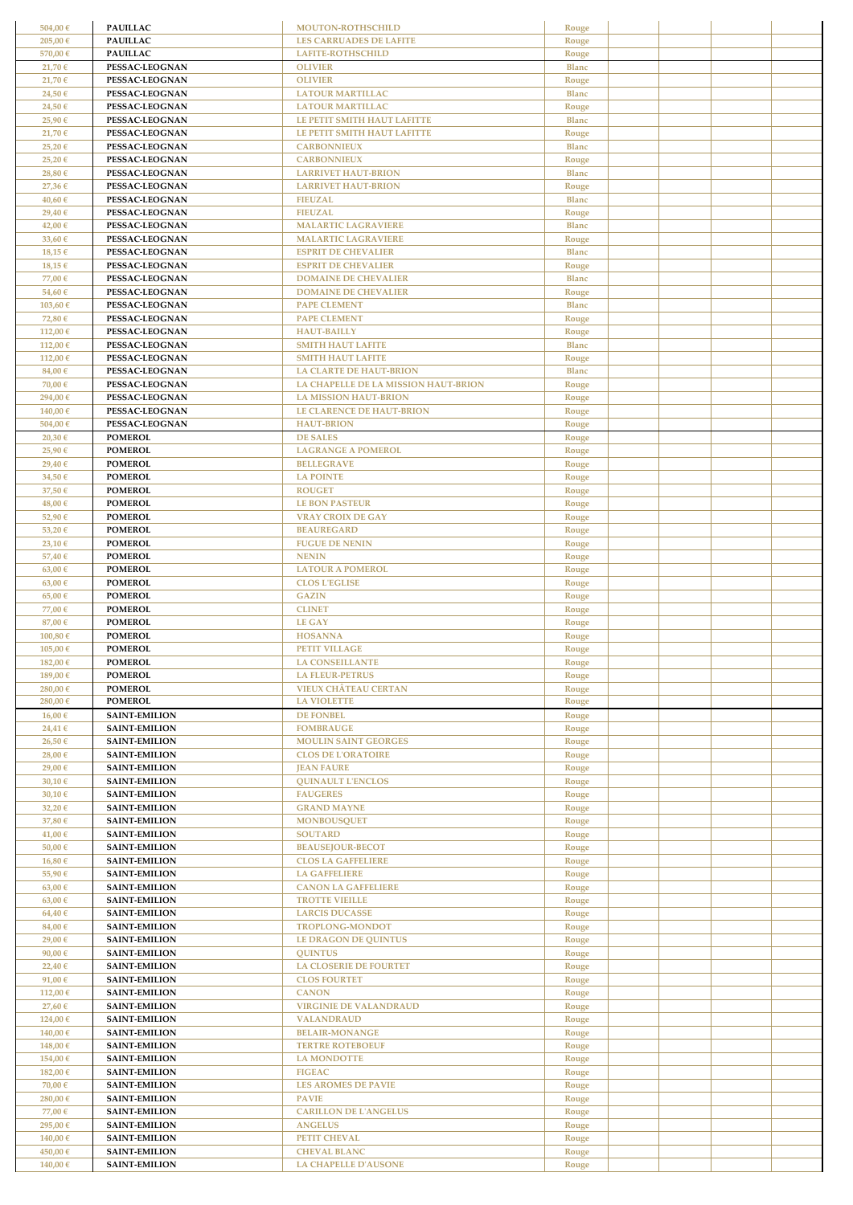| | | | | | | | |
|---|---|---|---|---|---|---|---|
| 504,00 € | PAUILLAC | MOUTON-ROTHSCHILD | Rouge | | | | |
| 205,00 € | PAUILLAC | LES CARRUADES DE LAFITE | Rouge | | | | |
| 570,00 € | PAUILLAC | LAFITE-ROTHSCHILD | Rouge | | | | |
| 21,70 € | PESSAC-LEOGNAN | OLIVIER | Blanc | | | | |
| 21,70 € | PESSAC-LEOGNAN | OLIVIER | Rouge | | | | |
| 24,50 € | PESSAC-LEOGNAN | LATOUR MARTILLAC | Blanc | | | | |
| 24,50 € | PESSAC-LEOGNAN | LATOUR MARTILLAC | Rouge | | | | |
| 25,90 € | PESSAC-LEOGNAN | LE PETIT SMITH HAUT LAFITTE | Blanc | | | | |
| 21,70 € | PESSAC-LEOGNAN | LE PETIT SMITH HAUT LAFITTE | Rouge | | | | |
| 25,20 € | PESSAC-LEOGNAN | CARBONNIEUX | Blanc | | | | |
| 25,20 € | PESSAC-LEOGNAN | CARBONNIEUX | Rouge | | | | |
| 28,80 € | PESSAC-LEOGNAN | LARRIVET HAUT-BRION | Blanc | | | | |
| 27,36 € | PESSAC-LEOGNAN | LARRIVET HAUT-BRION | Rouge | | | | |
| 40,60 € | PESSAC-LEOGNAN | FIEUZAL | Blanc | | | | |
| 29,40 € | PESSAC-LEOGNAN | FIEUZAL | Rouge | | | | |
| 42,00 € | PESSAC-LEOGNAN | MALARTIC LAGRAVIERE | Blanc | | | | |
| 33,60 € | PESSAC-LEOGNAN | MALARTIC LAGRAVIERE | Rouge | | | | |
| 18,15 € | PESSAC-LEOGNAN | ESPRIT DE CHEVALIER | Blanc | | | | |
| 18,15 € | PESSAC-LEOGNAN | ESPRIT DE CHEVALIER | Rouge | | | | |
| 77,00 € | PESSAC-LEOGNAN | DOMAINE DE CHEVALIER | Blanc | | | | |
| 54,60 € | PESSAC-LEOGNAN | DOMAINE DE CHEVALIER | Rouge | | | | |
| 103,60 € | PESSAC-LEOGNAN | PAPE CLEMENT | Blanc | | | | |
| 72,80 € | PESSAC-LEOGNAN | PAPE CLEMENT | Rouge | | | | |
| 112,00 € | PESSAC-LEOGNAN | HAUT-BAILLY | Rouge | | | | |
| 112,00 € | PESSAC-LEOGNAN | SMITH HAUT LAFITE | Blanc | | | | |
| 112,00 € | PESSAC-LEOGNAN | SMITH HAUT LAFITE | Rouge | | | | |
| 84,00 € | PESSAC-LEOGNAN | LA CLARTE DE HAUT-BRION | Blanc | | | | |
| 70,00 € | PESSAC-LEOGNAN | LA CHAPELLE DE LA MISSION HAUT-BRION | Rouge | | | | |
| 294,00 € | PESSAC-LEOGNAN | LA MISSION HAUT-BRION | Rouge | | | | |
| 140,00 € | PESSAC-LEOGNAN | LE CLARENCE DE HAUT-BRION | Rouge | | | | |
| 504,00 € | PESSAC-LEOGNAN | HAUT-BRION | Rouge | | | | |
| 20,30 € | POMEROL | DE SALES | Rouge | | | | |
| 25,90 € | POMEROL | LAGRANGE A POMEROL | Rouge | | | | |
| 29,40 € | POMEROL | BELLEGRAVE | Rouge | | | | |
| 34,50 € | POMEROL | LA POINTE | Rouge | | | | |
| 37,50 € | POMEROL | ROUGET | Rouge | | | | |
| 48,00 € | POMEROL | LE BON PASTEUR | Rouge | | | | |
| 52,90 € | POMEROL | VRAY CROIX DE GAY | Rouge | | | | |
| 53,20 € | POMEROL | BEAUREGARD | Rouge | | | | |
| 23,10 € | POMEROL | FUGUE DE NENIN | Rouge | | | | |
| 57,40 € | POMEROL | NENIN | Rouge | | | | |
| 63,00 € | POMEROL | LATOUR A POMEROL | Rouge | | | | |
| 63,00 € | POMEROL | CLOS L'EGLISE | Rouge | | | | |
| 65,00 € | POMEROL | GAZIN | Rouge | | | | |
| 77,00 € | POMEROL | CLINET | Rouge | | | | |
| 87,00 € | POMEROL | LE GAY | Rouge | | | | |
| 100,80 € | POMEROL | HOSANNA | Rouge | | | | |
| 105,00 € | POMEROL | PETIT VILLAGE | Rouge | | | | |
| 182,00 € | POMEROL | LA CONSEILLANTE | Rouge | | | | |
| 189,00 € | POMEROL | LA FLEUR-PETRUS | Rouge | | | | |
| 280,00 € | POMEROL | VIEUX CHÂTEAU CERTAN | Rouge | | | | |
| 280,00 € | POMEROL | LA VIOLETTE | Rouge | | | | |
| 16,00 € | SAINT-EMILION | DE FONBEL | Rouge | | | | |
| 24,41 € | SAINT-EMILION | FOMBRAUGE | Rouge | | | | |
| 26,50 € | SAINT-EMILION | MOULIN SAINT GEORGES | Rouge | | | | |
| 28,00 € | SAINT-EMILION | CLOS DE L'ORATOIRE | Rouge | | | | |
| 29,00 € | SAINT-EMILION | JEAN FAURE | Rouge | | | | |
| 30,10 € | SAINT-EMILION | QUINAULT L'ENCLOS | Rouge | | | | |
| 30,10 € | SAINT-EMILION | FAUGERES | Rouge | | | | |
| 32,20 € | SAINT-EMILION | GRAND MAYNE | Rouge | | | | |
| 37,80 € | SAINT-EMILION | MONBOUSQUET | Rouge | | | | |
| 41,00 € | SAINT-EMILION | SOUTARD | Rouge | | | | |
| 50,00 € | SAINT-EMILION | BEAUSEJOUR-BECOT | Rouge | | | | |
| 16,80 € | SAINT-EMILION | CLOS LA GAFFELIERE | Rouge | | | | |
| 55,90 € | SAINT-EMILION | LA GAFFELIERE | Rouge | | | | |
| 63,00 € | SAINT-EMILION | CANON LA GAFFELIERE | Rouge | | | | |
| 63,00 € | SAINT-EMILION | TROTTE VIEILLE | Rouge | | | | |
| 64,40 € | SAINT-EMILION | LARCIS DUCASSE | Rouge | | | | |
| 84,00 € | SAINT-EMILION | TROPLONG-MONDOT | Rouge | | | | |
| 29,00 € | SAINT-EMILION | LE DRAGON DE QUINTUS | Rouge | | | | |
| 90,00 € | SAINT-EMILION | QUINTUS | Rouge | | | | |
| 22,40 € | SAINT-EMILION | LA CLOSERIE DE FOURTET | Rouge | | | | |
| 91,00 € | SAINT-EMILION | CLOS FOURTET | Rouge | | | | |
| 112,00 € | SAINT-EMILION | CANON | Rouge | | | | |
| 27,60 € | SAINT-EMILION | VIRGINIE DE VALANDRAUD | Rouge | | | | |
| 124,00 € | SAINT-EMILION | VALANDRAUD | Rouge | | | | |
| 140,00 € | SAINT-EMILION | BELAIR-MONANGE | Rouge | | | | |
| 148,00 € | SAINT-EMILION | TERTRE ROTEBOEUF | Rouge | | | | |
| 154,00 € | SAINT-EMILION | LA MONDOTTE | Rouge | | | | |
| 182,00 € | SAINT-EMILION | FIGEAC | Rouge | | | | |
| 70,00 € | SAINT-EMILION | LES AROMES DE PAVIE | Rouge | | | | |
| 280,00 € | SAINT-EMILION | PAVIE | Rouge | | | | |
| 77,00 € | SAINT-EMILION | CARILLON DE L'ANGELUS | Rouge | | | | |
| 295,00 € | SAINT-EMILION | ANGELUS | Rouge | | | | |
| 140,00 € | SAINT-EMILION | PETIT CHEVAL | Rouge | | | | |
| 450,00 € | SAINT-EMILION | CHEVAL BLANC | Rouge | | | | |
| 140,00 € | SAINT-EMILION | LA CHAPELLE D'AUSONE | Rouge | | | | |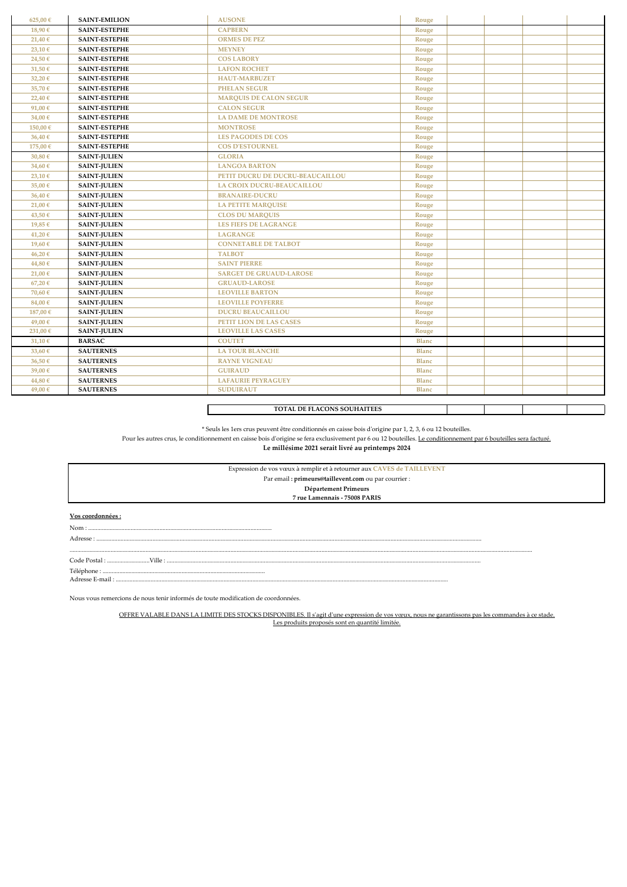| | | | | | | | |
|---|---|---|---|---|---|---|---|
| 625,00 € | SAINT-EMILION | AUSONE | Rouge | | | | |
| 18,90 € | SAINT-ESTEPHE | CAPBERN | Rouge | | | | |
| 21,40 € | SAINT-ESTEPHE | ORMES DE PEZ | Rouge | | | | |
| 23,10 € | SAINT-ESTEPHE | MEYNEY | Rouge | | | | |
| 24,50 € | SAINT-ESTEPHE | COS LABORY | Rouge | | | | |
| 31,50 € | SAINT-ESTEPHE | LAFON ROCHET | Rouge | | | | |
| 32,20 € | SAINT-ESTEPHE | HAUT-MARBUZET | Rouge | | | | |
| 35,70 € | SAINT-ESTEPHE | PHELAN SEGUR | Rouge | | | | |
| 22,40 € | SAINT-ESTEPHE | MARQUIS DE CALON SEGUR | Rouge | | | | |
| 91,00 € | SAINT-ESTEPHE | CALON SEGUR | Rouge | | | | |
| 34,00 € | SAINT-ESTEPHE | LA DAME DE MONTROSE | Rouge | | | | |
| 150,00 € | SAINT-ESTEPHE | MONTROSE | Rouge | | | | |
| 36,40 € | SAINT-ESTEPHE | LES PAGODES DE COS | Rouge | | | | |
| 175,00 € | SAINT-ESTEPHE | COS D'ESTOURNEL | Rouge | | | | |
| 30,80 € | SAINT-JULIEN | GLORIA | Rouge | | | | |
| 34,60 € | SAINT-JULIEN | LANGOA BARTON | Rouge | | | | |
| 23,10 € | SAINT-JULIEN | PETIT DUCRU DE DUCRU-BEAUCAILLOU | Rouge | | | | |
| 35,00 € | SAINT-JULIEN | LA CROIX DUCRU-BEAUCAILLOU | Rouge | | | | |
| 36,40 € | SAINT-JULIEN | BRANAIRE-DUCRU | Rouge | | | | |
| 21,00 € | SAINT-JULIEN | LA PETITE MARQUISE | Rouge | | | | |
| 43,50 € | SAINT-JULIEN | CLOS DU MARQUIS | Rouge | | | | |
| 19,85 € | SAINT-JULIEN | LES FIEFS DE LAGRANGE | Rouge | | | | |
| 41,20 € | SAINT-JULIEN | LAGRANGE | Rouge | | | | |
| 19,60 € | SAINT-JULIEN | CONNETABLE DE TALBOT | Rouge | | | | |
| 46,20 € | SAINT-JULIEN | TALBOT | Rouge | | | | |
| 44,80 € | SAINT-JULIEN | SAINT PIERRE | Rouge | | | | |
| 21,00 € | SAINT-JULIEN | SARGET DE GRUAUD-LAROSE | Rouge | | | | |
| 67,20 € | SAINT-JULIEN | GRUAUD-LAROSE | Rouge | | | | |
| 70,60 € | SAINT-JULIEN | LEOVILLE BARTON | Rouge | | | | |
| 84,00 € | SAINT-JULIEN | LEOVILLE POYFERRE | Rouge | | | | |
| 187,00 € | SAINT-JULIEN | DUCRU BEAUCAILLOU | Rouge | | | | |
| 49,00 € | SAINT-JULIEN | PETIT LION DE LAS CASES | Rouge | | | | |
| 231,00 € | SAINT-JULIEN | LEOVILLE LAS CASES | Rouge | | | | |
| 31,10 € | BARSAC | COUTET | Blanc | | | | |
| 33,60 € | SAUTERNES | LA TOUR BLANCHE | Blanc | | | | |
| 36,50 € | SAUTERNES | RAYNE VIGNEAU | Blanc | | | | |
| 39,00 € | SAUTERNES | GUIRAUD | Blanc | | | | |
| 44,80 € | SAUTERNES | LAFAURIE PEYRAGUEY | Blanc | | | | |
| 49,00 € | SAUTERNES | SUDUIRAUT | Blanc | | | | |

| | | | | |
|---|---|---|---|---|
| **TOTAL DE FLACONS SOUHAITEES** | | | | |

* Seuls les 1ers crus peuvent être conditionnés en caisse bois d'origine par 1, 2, 3, 6 ou 12 bouteilles.

Pour les autres crus, le conditionnement en caisse bois d'origine se fera exclusivement par 6 ou 12 bouteilles. Le conditionnement par 6 bouteilles sera facturé.

**Le millésime 2021 serait livré au printemps 2024**

Expression de vos vœux à remplir et à retourner aux CAVES de TAILLEVENT

Par email : **primeurs@taillevent.com** ou par courrier :

**Département Primeurs**

**7 rue Lamennais - 75008 PARIS**

**Vos coordonnées :**

Nom : ........................................................................................................................

Adresse : ........................................................................................................................................................................................................................

........................................................................................................................................................................................................................................

Code Postal : ............................Ville : ......................................................................................................................................................................

Téléphone : ........................................................................................................

Adresse E-mail : ............................................................................................................................................................................................

Nous vous remercions de nous tenir informés de toute modification de coordonnées.

OFFRE VALABLE DANS LA LIMITE DES STOCKS DISPONIBLES. Il s'agit d'une expression de vos vœux, nous ne garantissons pas les commandes à ce stade. Les produits proposés sont en quantité limitée.